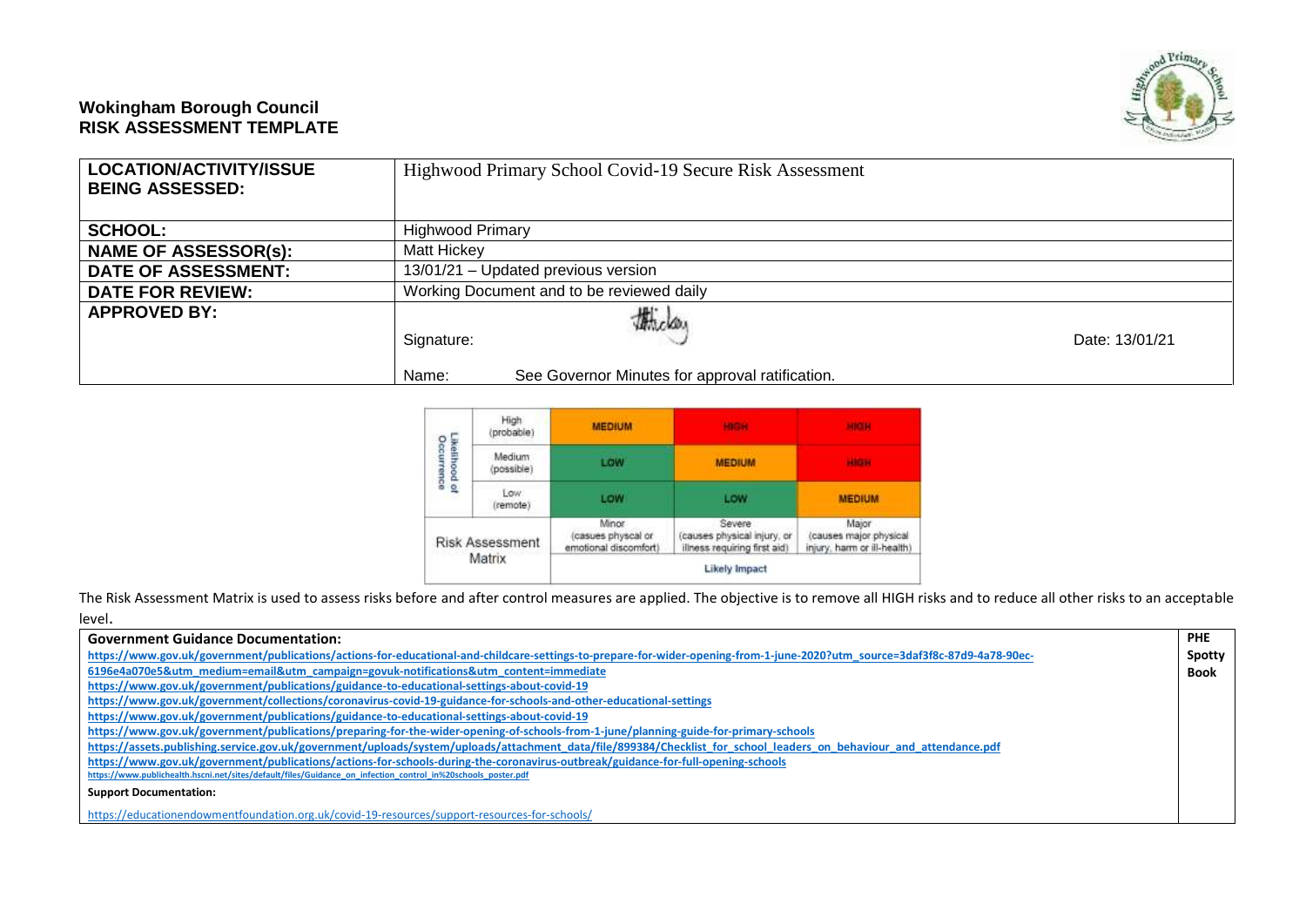**Wokingham Borough Council**
**RISK ASSESSMENT TEMPLATE**

| | |
|---|---|
| **LOCATION/ACTIVITY/ISSUE BEING ASSESSED:** | Highwood Primary School Covid-19 Secure Risk Assessment |
| **SCHOOL:** | Highwood Primary |
| **NAME OF ASSESSOR(s):** | Matt Hickey |
| **DATE OF ASSESSMENT:** | 13/01/21 – Updated previous version |
| **DATE FOR REVIEW:** | Working Document and to be reviewed daily |
| **APPROVED BY:** | Signature: Date: 13/01/21<br>Name: See Governor Minutes for approval ratification. |

| Likelihood of Occurrence | | | | |
|---|---|---|---|---|
| | High (probable) | MEDIUM | HIGH | HIGH |
| | Medium (possible) | LOW | MEDIUM | HIGH |
| | Low (remote) | LOW | LOW | MEDIUM |
| Risk Assessment Matrix | | Minor (casues physcal or emotional discomfort) | Severe (causes physical injury, or illness requiring first aid) | Major (causes major physical injury, harm or ill-health) |
| | | Likely Impact | | |

The Risk Assessment Matrix is used to assess risks before and after control measures are applied. The objective is to remove all HIGH risks and to reduce all other risks to an acceptable level.

| **Government Guidance Documentation:** | **PHE Spotty Book** |
|---|---|
| https://www.gov.uk/government/publications/actions-for-educational-and-childcare-settings-to-prepare-for-wider-opening-from-1-june-2020?utm_source=3daf3f8c-87d9-4a78-90ec-6196e4a070e5&utm_medium=email&utm_campaign=govuk-notifications&utm_content=immediate<br>https://www.gov.uk/government/publications/guidance-to-educational-settings-about-covid-19<br>https://www.gov.uk/government/collections/coronavirus-covid-19-guidance-for-schools-and-other-educational-settings<br>https://www.gov.uk/government/publications/guidance-to-educational-settings-about-covid-19<br>https://www.gov.uk/government/publications/preparing-for-the-wider-opening-of-schools-from-1-june/planning-guide-for-primary-schools<br>https://assets.publishing.service.gov.uk/government/uploads/system/uploads/attachment_data/file/899384/Checklist_for_school_leaders_on_behaviour_and_attendance.pdf<br>https://www.gov.uk/government/publications/actions-for-schools-during-the-coronavirus-outbreak/guidance-for-full-opening-schools<br>https://www.publichealth.hscni.net/sites/default/files/Guidance_on_infection_control_in%20schools_poster.pdf<br>**Support Documentation:**<br>https://educationendowmentfoundation.org.uk/covid-19-resources/support-resources-for-schools/ | |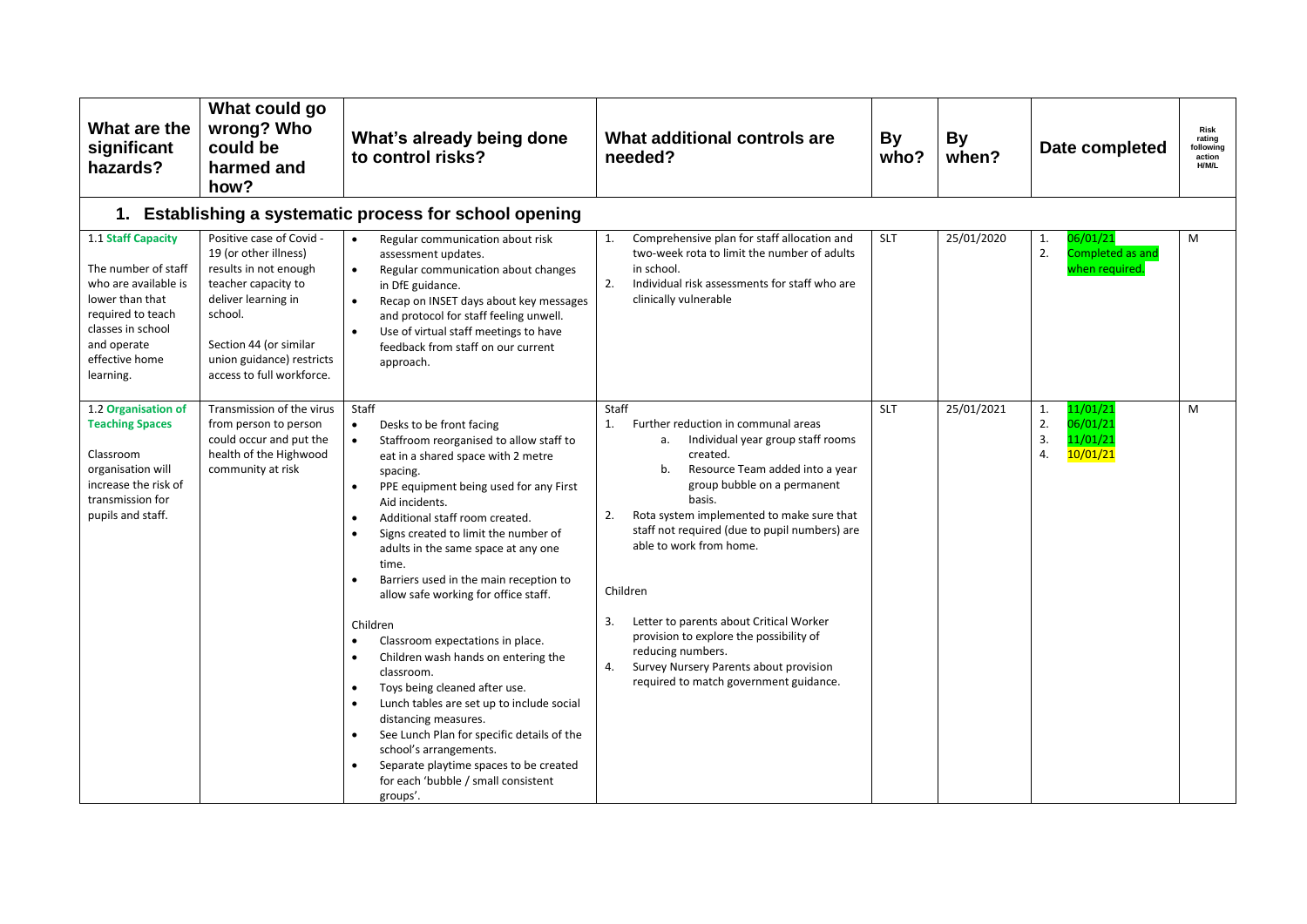| What are the significant hazards? | What could go wrong? Who could be harmed and how? | What's already being done to control risks? | What additional controls are needed? | By who? | By when? | Date completed | Risk rating following action H/M/L |
|---|---|---|---|---|---|---|---|
| **1. Establishing a systematic process for school opening** | | | | | | | |
| 1.1 **Staff Capacity**<br><br>The number of staff who are available is lower than that required to teach classes in school and operate effective home learning. | Positive case of Covid - 19 (or other illness) results in not enough teacher capacity to deliver learning in school.<br><br>Section 44 (or similar union guidance) restricts access to full workforce. | • Regular communication about risk assessment updates.<br>• Regular communication about changes in DfE guidance.<br>• Recap on INSET days about key messages and protocol for staff feeling unwell.<br>• Use of virtual staff meetings to have feedback from staff on our current approach. | 1. Comprehensive plan for staff allocation and two-week rota to limit the number of adults in school.<br>2. Individual risk assessments for staff who are clinically vulnerable | SLT | 25/01/2020 | 1. 06/01/21<br>2. Completed as and when required. | M |
| 1.2 **Organisation of Teaching Spaces**<br><br>Classroom organisation will increase the risk of transmission for pupils and staff. | Transmission of the virus from person to person could occur and put the health of the Highwood community at risk | Staff<br>• Desks to be front facing<br>• Staffroom reorganised to allow staff to eat in a shared space with 2 metre spacing.<br>• PPE equipment being used for any First Aid incidents.<br>• Additional staff room created.<br>• Signs created to limit the number of adults in the same space at any one time.<br>• Barriers used in the main reception to allow safe working for office staff.<br><br>Children<br>• Classroom expectations in place.<br>• Children wash hands on entering the classroom.<br>• Toys being cleaned after use.<br>• Lunch tables are set up to include social distancing measures.<br>• See Lunch Plan for specific details of the school's arrangements.<br>• Separate playtime spaces to be created for each 'bubble / small consistent groups'. | Staff<br>1. Further reduction in communal areas<br>a. Individual year group staff rooms created.<br>b. Resource Team added into a year group bubble on a permanent basis.<br>2. Rota system implemented to make sure that staff not required (due to pupil numbers) are able to work from home.<br><br>Children<br>3. Letter to parents about Critical Worker provision to explore the possibility of reducing numbers.<br>4. Survey Nursery Parents about provision required to match government guidance. | SLT | 25/01/2021 | 1. 11/01/21<br>2. 06/01/21<br>3. 11/01/21<br>4. 10/01/21 | M |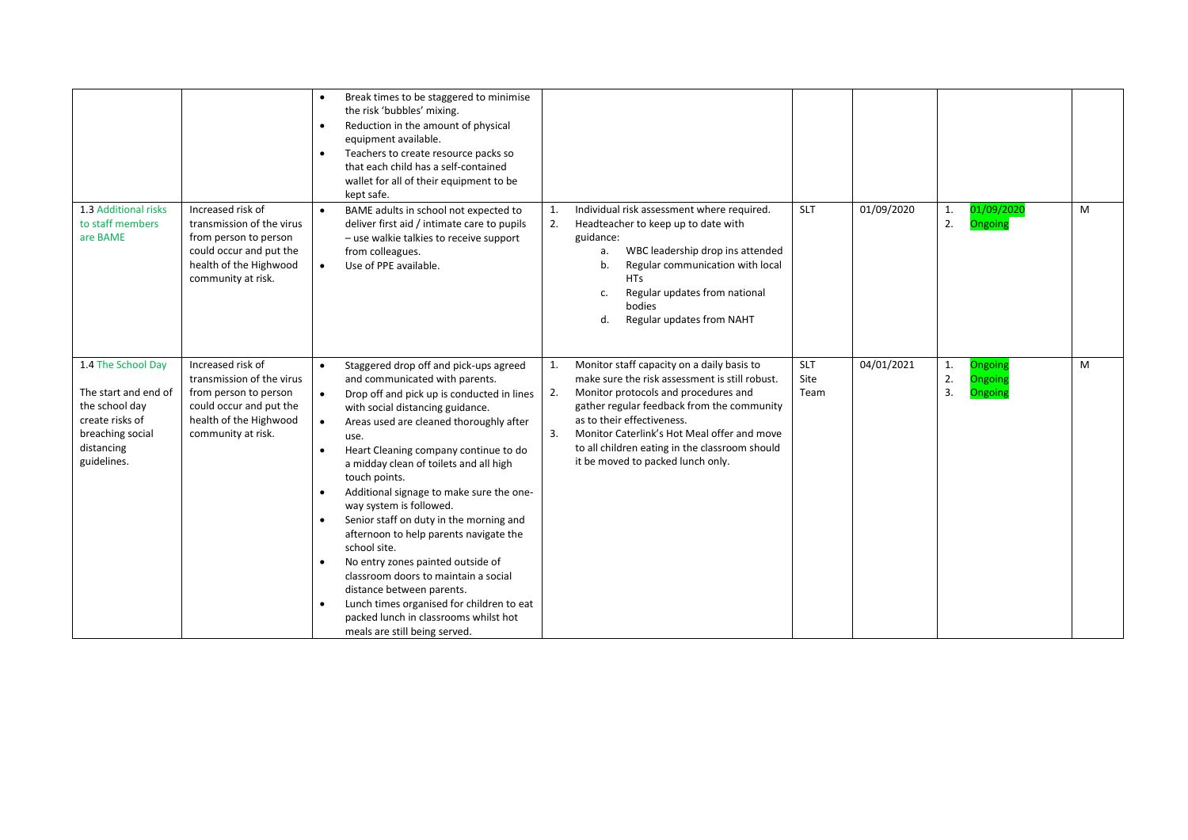| | | | | | | | |
|---|---|---|---|---|---|---|---|
| | | • Break times to be staggered to minimise the risk 'bubbles' mixing.<br>• Reduction in the amount of physical equipment available.<br>• Teachers to create resource packs so that each child has a self-contained wallet for all of their equipment to be kept safe. | | | | | |
| 1.3 Additional risks to staff members are BAME | Increased risk of transmission of the virus from person to person could occur and put the health of the Highwood community at risk. | • BAME adults in school not expected to deliver first aid / intimate care to pupils – use walkie talkies to receive support from colleagues.<br>• Use of PPE available. | 1. Individual risk assessment where required.<br>2. Headteacher to keep up to date with guidance:<br>a. WBC leadership drop ins attended<br>b. Regular communication with local HTs<br>c. Regular updates from national bodies<br>d. Regular updates from NAHT | SLT | 01/09/2020 | 1. 01/09/2020<br>2. Ongoing | M |
| 1.4 The School Day<br><br>The start and end of the school day create risks of breaching social distancing guidelines. | Increased risk of transmission of the virus from person to person could occur and put the health of the Highwood community at risk. | • Staggered drop off and pick-ups agreed and communicated with parents.<br>• Drop off and pick up is conducted in lines with social distancing guidance.<br>• Areas used are cleaned thoroughly after use.<br>• Heart Cleaning company continue to do a midday clean of toilets and all high touch points.<br>• Additional signage to make sure the one-way system is followed.<br>• Senior staff on duty in the morning and afternoon to help parents navigate the school site.<br>• No entry zones painted outside of classroom doors to maintain a social distance between parents.<br>• Lunch times organised for children to eat packed lunch in classrooms whilst hot meals are still being served. | 1. Monitor staff capacity on a daily basis to make sure the risk assessment is still robust.<br>2. Monitor protocols and procedures and gather regular feedback from the community as to their effectiveness.<br>3. Monitor Caterlink's Hot Meal offer and move to all children eating in the classroom should it be moved to packed lunch only. | SLT<br>Site Team | 04/01/2021 | 1. Ongoing<br>2. Ongoing<br>3. Ongoing | M |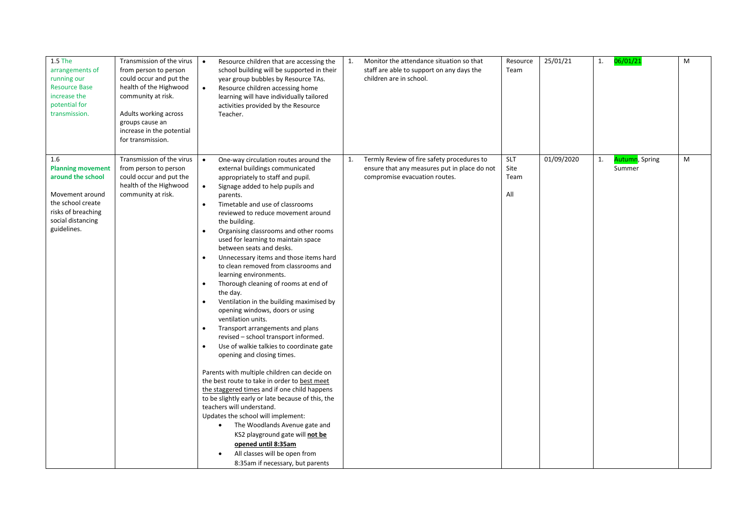| | | | | | | | |
|---|---|---|---|---|---|---|---|
| 1.5 The arrangements of running our Resource Base increase the potential for transmission. | Transmission of the virus from person to person could occur and put the health of the Highwood community at risk.<br><br>Adults working across groups cause an increase in the potential for transmission. | • Resource children that are accessing the school building will be supported in their year group bubbles by Resource TAs.<br>• Resource children accessing home learning will have individually tailored activities provided by the Resource Teacher. | 1. Monitor the attendance situation so that staff are able to support on any days the children are in school. | Resource Team | 25/01/21 | 1. 06/01/21 | M |
| 1.6 **Planning movement around the school**<br><br>Movement around the school create risks of breaching social distancing guidelines. | Transmission of the virus from person to person could occur and put the health of the Highwood community at risk. | • One-way circulation routes around the external buildings communicated appropriately to staff and pupil.<br>• Signage added to help pupils and parents.<br>• Timetable and use of classrooms reviewed to reduce movement around the building.<br>• Organising classrooms and other rooms used for learning to maintain space between seats and desks.<br>• Unnecessary items and those items hard to clean removed from classrooms and learning environments.<br>• Thorough cleaning of rooms at end of the day.<br>• Ventilation in the building maximised by opening windows, doors or using ventilation units.<br>• Transport arrangements and plans revised – school transport informed.<br>• Use of walkie talkies to coordinate gate opening and closing times.<br><br>Parents with multiple children can decide on the best route to take in order to best meet the staggered times and if one child happens to be slightly early or late because of this, the teachers will understand.<br>Updates the school will implement:<br>• The Woodlands Avenue gate and KS2 playground gate will **not be opened until 8:35am**<br>• All classes will be open from 8:35am if necessary, but parents | 1. Termly Review of fire safety procedures to ensure that any measures put in place do not compromise evacuation routes. | SLT Site Team<br><br>All | 01/09/2020 | 1. Autumn, Spring Summer | M |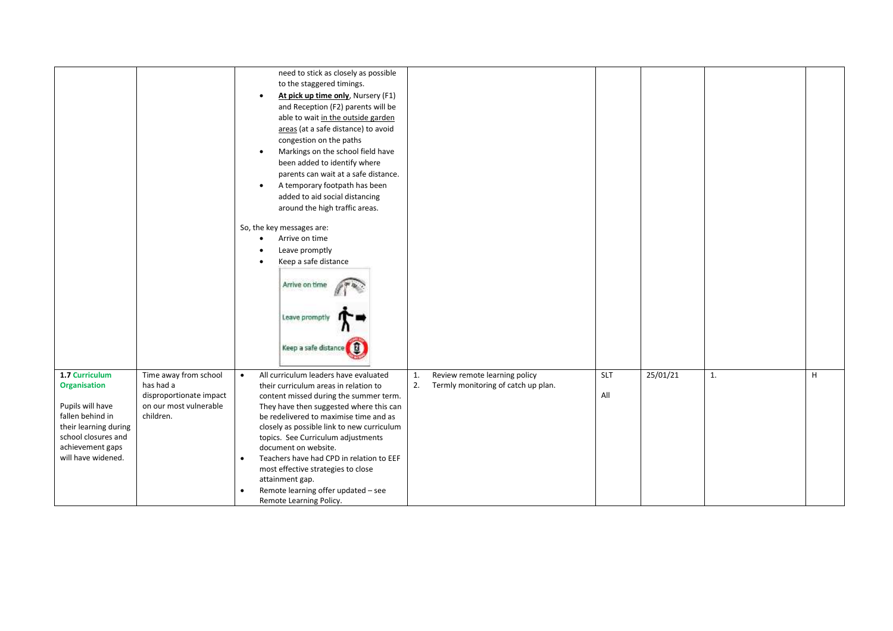| | | | | | | | |
|---|---|---|---|---|---|---|---|
| | | need to stick as closely as possible to the staggered timings.<br>• **At pick up time only**, Nursery (F1) and Reception (F2) parents will be able to wait in the outside garden areas (at a safe distance) to avoid congestion on the paths<br>• Markings on the school field have been added to identify where parents can wait at a safe distance.<br>• A temporary footpath has been added to aid social distancing around the high traffic areas.<br><br>So, the key messages are:<br>• Arrive on time<br>• Leave promptly<br>• Keep a safe distance<br><br>Arrive on time<br>Leave promptly<br>Keep a safe distance | | | | | |
| **1.7 Curriculum Organisation**<br><br>Pupils will have fallen behind in their learning during school closures and achievement gaps will have widened. | Time away from school has had a disproportionate impact on our most vulnerable children. | • All curriculum leaders have evaluated their curriculum areas in relation to content missed during the summer term. They have then suggested where this can be redelivered to maximise time and as closely as possible link to new curriculum topics. See Curriculum adjustments document on website.<br>• Teachers have had CPD in relation to EEF most effective strategies to close attainment gap.<br>• Remote learning offer updated – see Remote Learning Policy. | 1. Review remote learning policy<br>2. Termly monitoring of catch up plan. | SLT<br><br>All | 25/01/21 | 1. | H |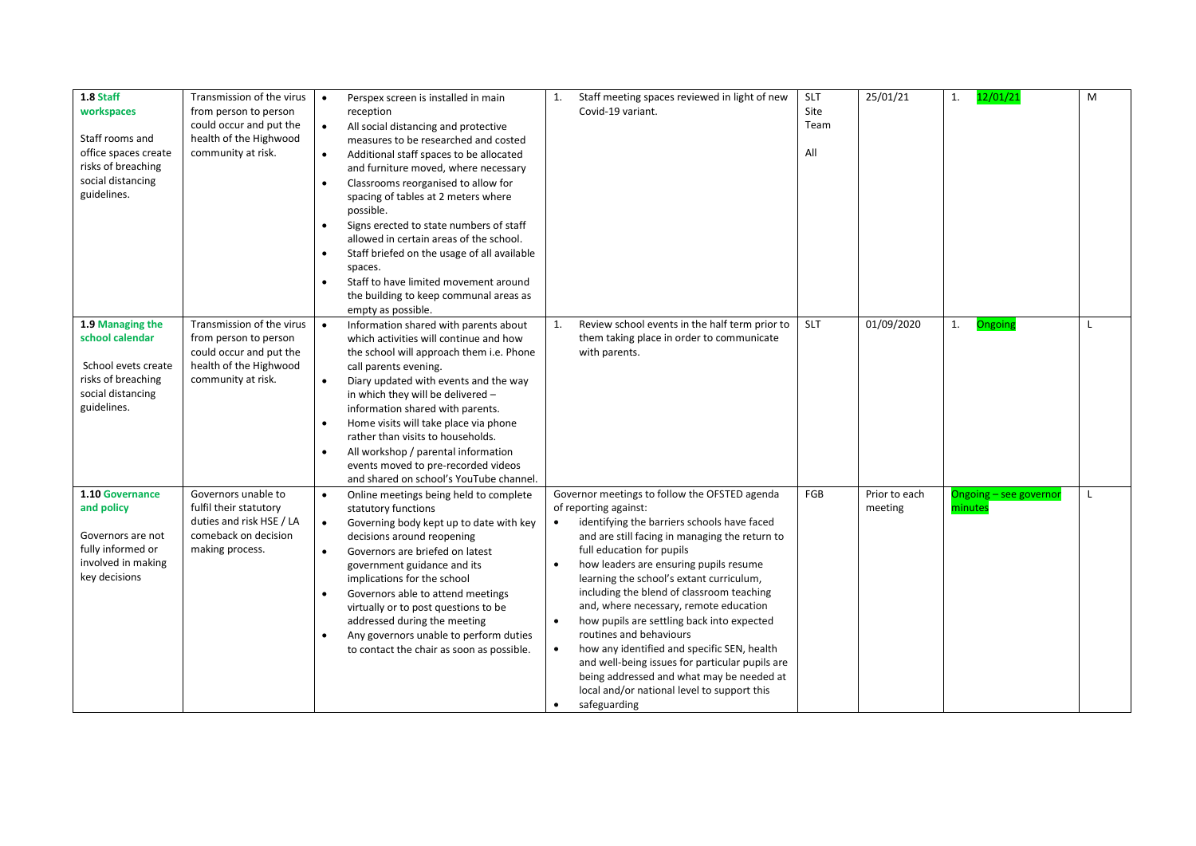| | | | | | | | |
|---|---|---|---|---|---|---|---|
| **1.8 Staff workspaces**<br><br>Staff rooms and office spaces create risks of breaching social distancing guidelines. | Transmission of the virus from person to person could occur and put the health of the Highwood community at risk. | • Perspex screen is installed in main reception<br>• All social distancing and protective measures to be researched and costed<br>• Additional staff spaces to be allocated and furniture moved, where necessary<br>• Classrooms reorganised to allow for spacing of tables at 2 meters where possible.<br>• Signs erected to state numbers of staff allowed in certain areas of the school.<br>• Staff briefed on the usage of all available spaces.<br>• Staff to have limited movement around the building to keep communal areas as empty as possible. | 1. Staff meeting spaces reviewed in light of new Covid-19 variant. | SLT<br>Site Team<br><br>All | 25/01/21 | 1. 12/01/21 | M |
| **1.9 Managing the school calendar**<br><br>School evets create risks of breaching social distancing guidelines. | Transmission of the virus from person to person could occur and put the health of the Highwood community at risk. | • Information shared with parents about which activities will continue and how the school will approach them i.e. Phone call parents evening.<br>• Diary updated with events and the way in which they will be delivered – information shared with parents.<br>• Home visits will take place via phone rather than visits to households.<br>• All workshop / parental information events moved to pre-recorded videos and shared on school's YouTube channel. | 1. Review school events in the half term prior to them taking place in order to communicate with parents. | SLT | 01/09/2020 | 1. Ongoing | L |
| **1.10 Governance and policy**<br><br>Governors are not fully informed or involved in making key decisions | Governors unable to fulfil their statutory duties and risk HSE / LA comeback on decision making process. | • Online meetings being held to complete statutory functions<br>• Governing body kept up to date with key decisions around reopening<br>• Governors are briefed on latest government guidance and its implications for the school<br>• Governors able to attend meetings virtually or to post questions to be addressed during the meeting<br>• Any governors unable to perform duties to contact the chair as soon as possible. | Governor meetings to follow the OFSTED agenda of reporting against:<br>• identifying the barriers schools have faced and are still facing in managing the return to full education for pupils<br>• how leaders are ensuring pupils resume learning the school's extant curriculum, including the blend of classroom teaching and, where necessary, remote education<br>• how pupils are settling back into expected routines and behaviours<br>• how any identified and specific SEN, health and well-being issues for particular pupils are being addressed and what may be needed at local and/or national level to support this<br>• safeguarding | FGB | Prior to each meeting | Ongoing – see governor minutes | L |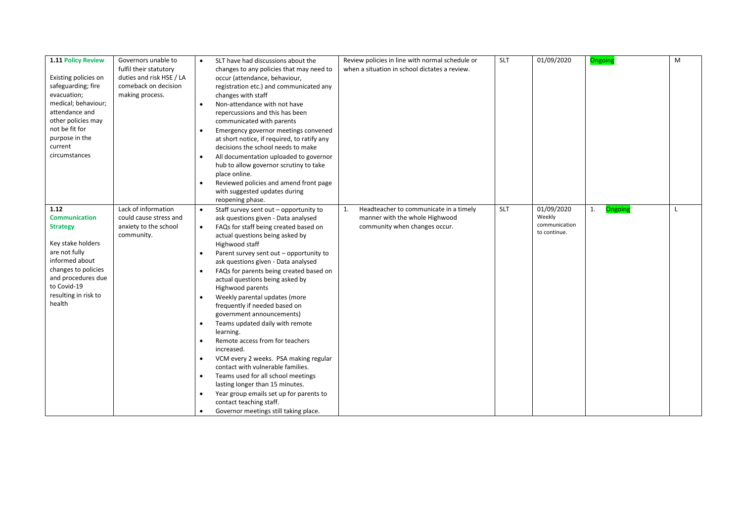| | | | | | | | |
|---|---|---|---|---|---|---|---|
| **1.11 Policy Review**<br><br>Existing policies on safeguarding; fire evacuation; medical; behaviour; attendance and other policies may not be fit for purpose in the current circumstances | Governors unable to fulfil their statutory duties and risk HSE / LA comeback on decision making process. | • SLT have had discussions about the changes to any policies that may need to occur (attendance, behaviour, registration etc.) and communicated any changes with staff<br>• Non-attendance with not have repercussions and this has been communicated with parents<br>• Emergency governor meetings convened at short notice, if required, to ratify any decisions the school needs to make<br>• All documentation uploaded to governor hub to allow governor scrutiny to take place online.<br>• Reviewed policies and amend front page with suggested updates during reopening phase. | Review policies in line with normal schedule or when a situation in school dictates a review. | SLT | 01/09/2020 | Ongoing | M |
| **1.12 Communication Strategy**<br><br>Key stake holders are not fully informed about changes to policies and procedures due to Covid-19 resulting in risk to health | Lack of information could cause stress and anxiety to the school community. | • Staff survey sent out – opportunity to ask questions given - Data analysed<br>• FAQs for staff being created based on actual questions being asked by Highwood staff<br>• Parent survey sent out – opportunity to ask questions given - Data analysed<br>• FAQs for parents being created based on actual questions being asked by Highwood parents<br>• Weekly parental updates (more frequently if needed based on government announcements)<br>• Teams updated daily with remote learning.<br>• Remote access from for teachers increased.<br>• VCM every 2 weeks. PSA making regular contact with vulnerable families.<br>• Teams used for all school meetings lasting longer than 15 minutes.<br>• Year group emails set up for parents to contact teaching staff.<br>• Governor meetings still taking place. | 1. Headteacher to communicate in a timely manner with the whole Highwood community when changes occur. | SLT | 01/09/2020<br>Weekly communication to continue. | 1. Ongoing | L |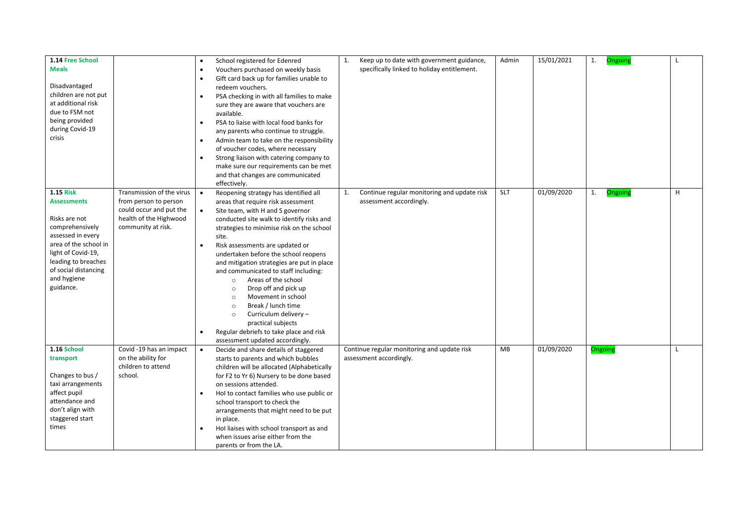| 1.14 Free School Meals<br><br>Disadvantaged children are not put at additional risk due to FSM not being provided during Covid-19 crisis | | • School registered for Edenred<br>• Vouchers purchased on weekly basis<br>• Gift card back up for families unable to redeem vouchers.<br>• PSA checking in with all families to make sure they are aware that vouchers are available.<br>• PSA to liaise with local food banks for any parents who continue to struggle.<br>• Admin team to take on the responsibility of voucher codes, where necessary<br>• Strong liaison with catering company to make sure our requirements can be met and that changes are communicated effectively. | 1. Keep up to date with government guidance, specifically linked to holiday entitlement. | Admin | 15/01/2021 | 1. Ongoing | L |
|---|---|---|---|---|---|---|---|
| **1.15 Risk Assessments**<br><br>Risks are not comprehensively assessed in every area of the school in light of Covid-19, leading to breaches of social distancing and hygiene guidance. | Transmission of the virus from person to person could occur and put the health of the Highwood community at risk. | • Reopening strategy has identified all areas that require risk assessment<br>• Site team, with H and S governor conducted site walk to identify risks and strategies to minimise risk on the school site.<br>• Risk assessments are updated or undertaken before the school reopens and mitigation strategies are put in place and communicated to staff including:<br>  ○ Areas of the school<br>  ○ Drop off and pick up<br>  ○ Movement in school<br>  ○ Break / lunch time<br>  ○ Curriculum delivery – practical subjects<br>• Regular debriefs to take place and risk assessment updated accordingly. | 1. Continue regular monitoring and update risk assessment accordingly. | SLT | 01/09/2020 | 1. Ongoing | H |
| **1.16 School transport**<br><br>Changes to bus / taxi arrangements affect pupil attendance and don't align with staggered start times | Covid -19 has an impact on the ability for children to attend school. | • Decide and share details of staggered starts to parents and which bubbles children will be allocated (Alphabetically for F2 to Yr 6) Nursery to be done based on sessions attended.<br>• HoI to contact families who use public or school transport to check the arrangements that might need to be put in place.<br>• HoI liaises with school transport as and when issues arise either from the parents or from the LA. | Continue regular monitoring and update risk assessment accordingly. | MB | 01/09/2020 | Ongoing | L |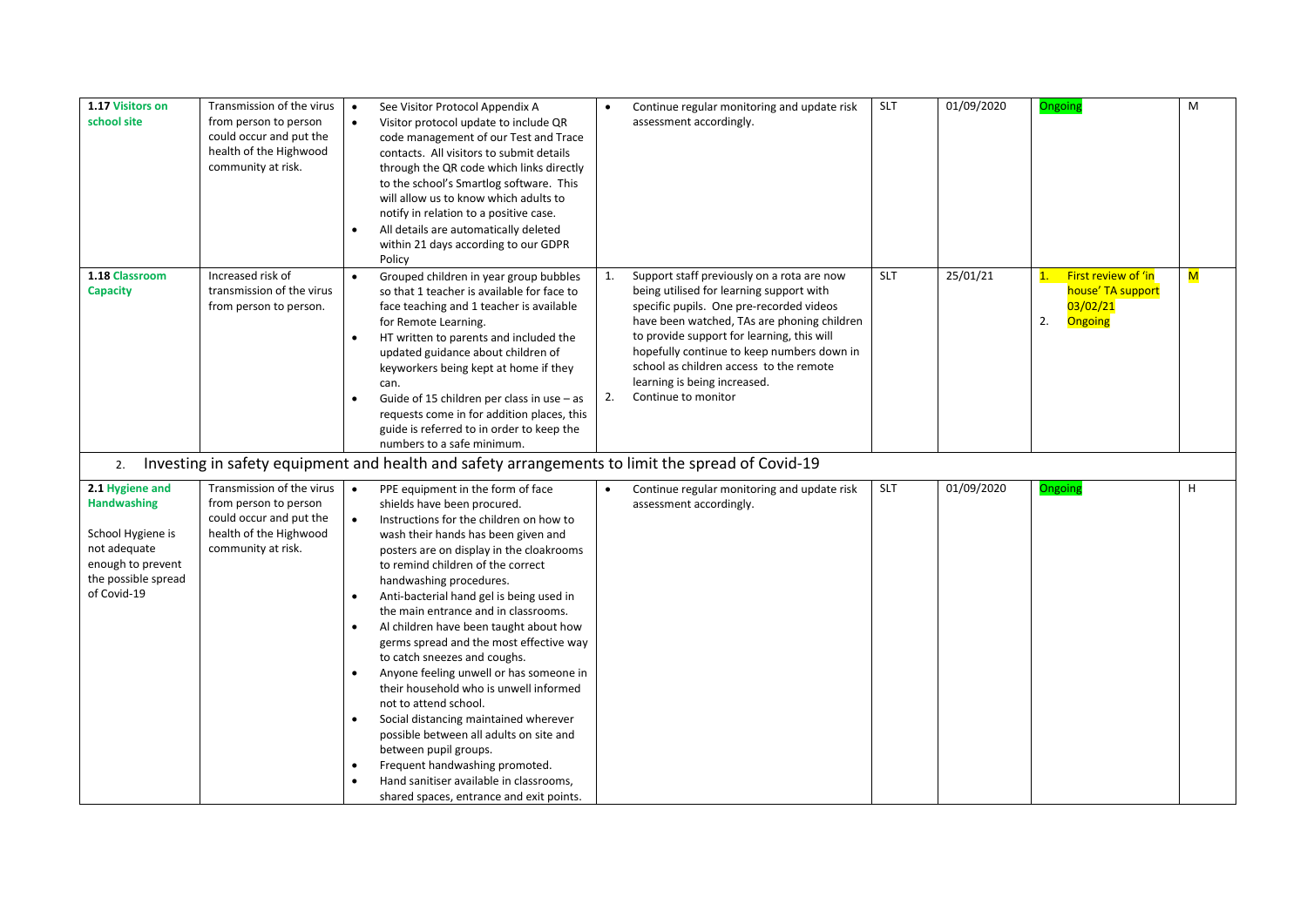| | | | | | | | |
|---|---|---|---|---|---|---|---|
| **1.17 Visitors on school site** | Transmission of the virus from person to person could occur and put the health of the Highwood community at risk. | • See Visitor Protocol Appendix A<br>• Visitor protocol update to include QR code management of our Test and Trace contacts. All visitors to submit details through the QR code which links directly to the school's Smartlog software. This will allow us to know which adults to notify in relation to a positive case.<br>• All details are automatically deleted within 21 days according to our GDPR Policy | • Continue regular monitoring and update risk assessment accordingly. | SLT | 01/09/2020 | Ongoing | M |
| **1.18 Classroom Capacity** | Increased risk of transmission of the virus from person to person. | • Grouped children in year group bubbles so that 1 teacher is available for face to face teaching and 1 teacher is available for Remote Learning.<br>• HT written to parents and included the updated guidance about children of keyworkers being kept at home if they can.<br>• Guide of 15 children per class in use – as requests come in for addition places, this guide is referred to in order to keep the numbers to a safe minimum. | 1. Support staff previously on a rota are now being utilised for learning support with specific pupils. One pre-recorded videos have been watched, TAs are phoning children to provide support for learning, this will hopefully continue to keep numbers down in school as children access to the remote learning is being increased.<br>2. Continue to monitor | SLT | 25/01/21 | 1. First review of 'in house' TA support 03/02/21<br>2. Ongoing | M |

2. Investing in safety equipment and health and safety arrangements to limit the spread of Covid-19

| | | | | | | | |
|---|---|---|---|---|---|---|---|
| **2.1 Hygiene and Handwashing**<br><br>School Hygiene is not adequate enough to prevent the possible spread of Covid-19 | Transmission of the virus from person to person could occur and put the health of the Highwood community at risk. | • PPE equipment in the form of face shields have been procured.<br>• Instructions for the children on how to wash their hands has been given and posters are on display in the cloakrooms to remind children of the correct handwashing procedures.<br>• Anti-bacterial hand gel is being used in the main entrance and in classrooms.<br>• Al children have been taught about how germs spread and the most effective way to catch sneezes and coughs.<br>• Anyone feeling unwell or has someone in their household who is unwell informed not to attend school.<br>• Social distancing maintained wherever possible between all adults on site and between pupil groups.<br>• Frequent handwashing promoted.<br>• Hand sanitiser available in classrooms, shared spaces, entrance and exit points. | • Continue regular monitoring and update risk assessment accordingly. | SLT | 01/09/2020 | Ongoing | H |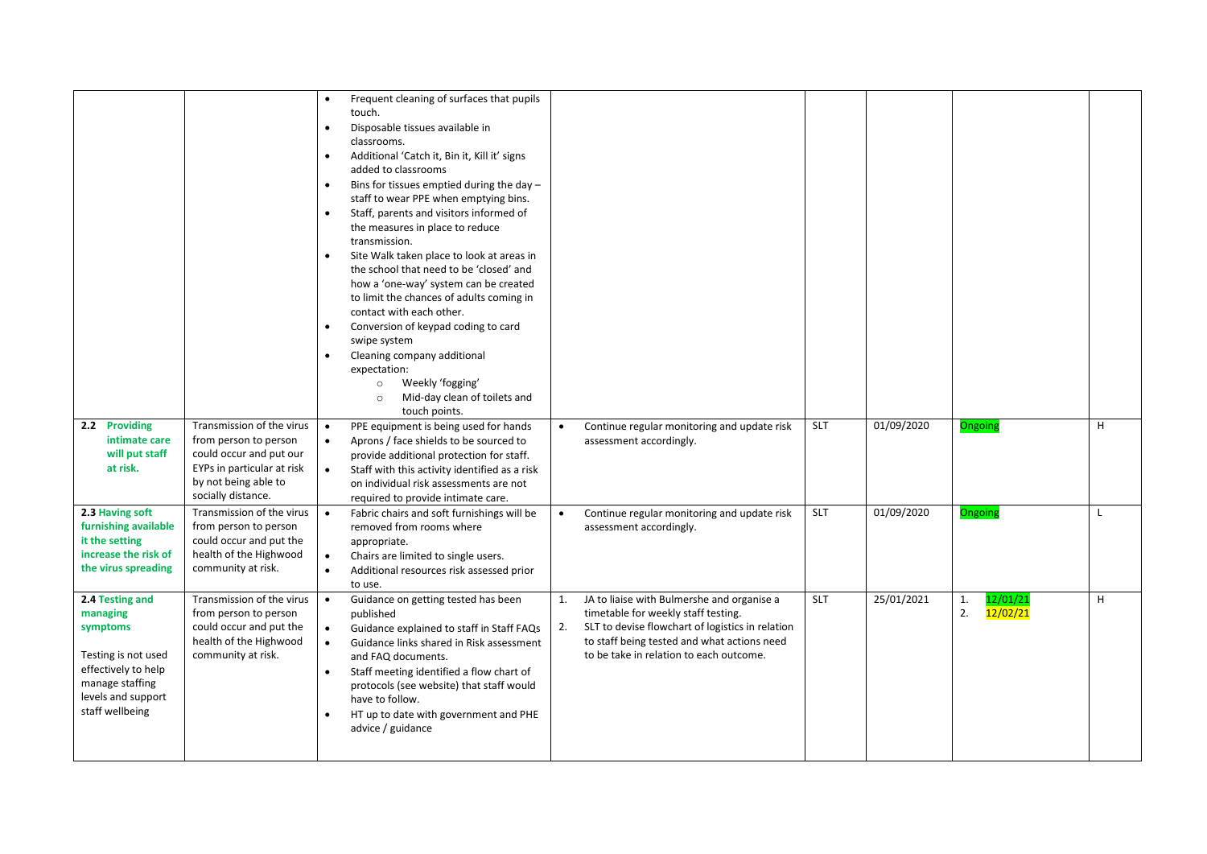| | | | | | | | |
|---|---|---|---|---|---|---|---|
| | | • Frequent cleaning of surfaces that pupils touch.<br>• Disposable tissues available in classrooms.<br>• Additional 'Catch it, Bin it, Kill it' signs added to classrooms<br>• Bins for tissues emptied during the day – staff to wear PPE when emptying bins.<br>• Staff, parents and visitors informed of the measures in place to reduce transmission.<br>• Site Walk taken place to look at areas in the school that need to be 'closed' and how a 'one-way' system can be created to limit the chances of adults coming in contact with each other.<br>• Conversion of keypad coding to card swipe system<br>• Cleaning company additional expectation:<br>&nbsp;&nbsp;&nbsp;&nbsp;○ Weekly 'fogging'<br>&nbsp;&nbsp;&nbsp;&nbsp;○ Mid-day clean of toilets and touch points. | | | | | |
| **2.2 Providing intimate care will put staff at risk.** | Transmission of the virus from person to person could occur and put our EYPs in particular at risk by not being able to socially distance. | • PPE equipment is being used for hands<br>• Aprons / face shields to be sourced to provide additional protection for staff.<br>• Staff with this activity identified as a risk on individual risk assessments are not required to provide intimate care. | • Continue regular monitoring and update risk assessment accordingly. | SLT | 01/09/2020 | Ongoing | H |
| **2.3 Having soft furnishing available it the setting increase the risk of the virus spreading** | Transmission of the virus from person to person could occur and put the health of the Highwood community at risk. | • Fabric chairs and soft furnishings will be removed from rooms where appropriate.<br>• Chairs are limited to single users.<br>• Additional resources risk assessed prior to use. | • Continue regular monitoring and update risk assessment accordingly. | SLT | 01/09/2020 | Ongoing | L |
| **2.4 Testing and managing symptoms**<br><br>Testing is not used effectively to help manage staffing levels and support staff wellbeing | Transmission of the virus from person to person could occur and put the health of the Highwood community at risk. | • Guidance on getting tested has been published<br>• Guidance explained to staff in Staff FAQs<br>• Guidance links shared in Risk assessment and FAQ documents.<br>• Staff meeting identified a flow chart of protocols (see website) that staff would have to follow.<br>• HT up to date with government and PHE advice / guidance | 1. JA to liaise with Bulmershe and organise a timetable for weekly staff testing.<br>2. SLT to devise flowchart of logistics in relation to staff being tested and what actions need to be take in relation to each outcome. | SLT | 25/01/2021 | 1. 12/01/21<br>2. 12/02/21 | H |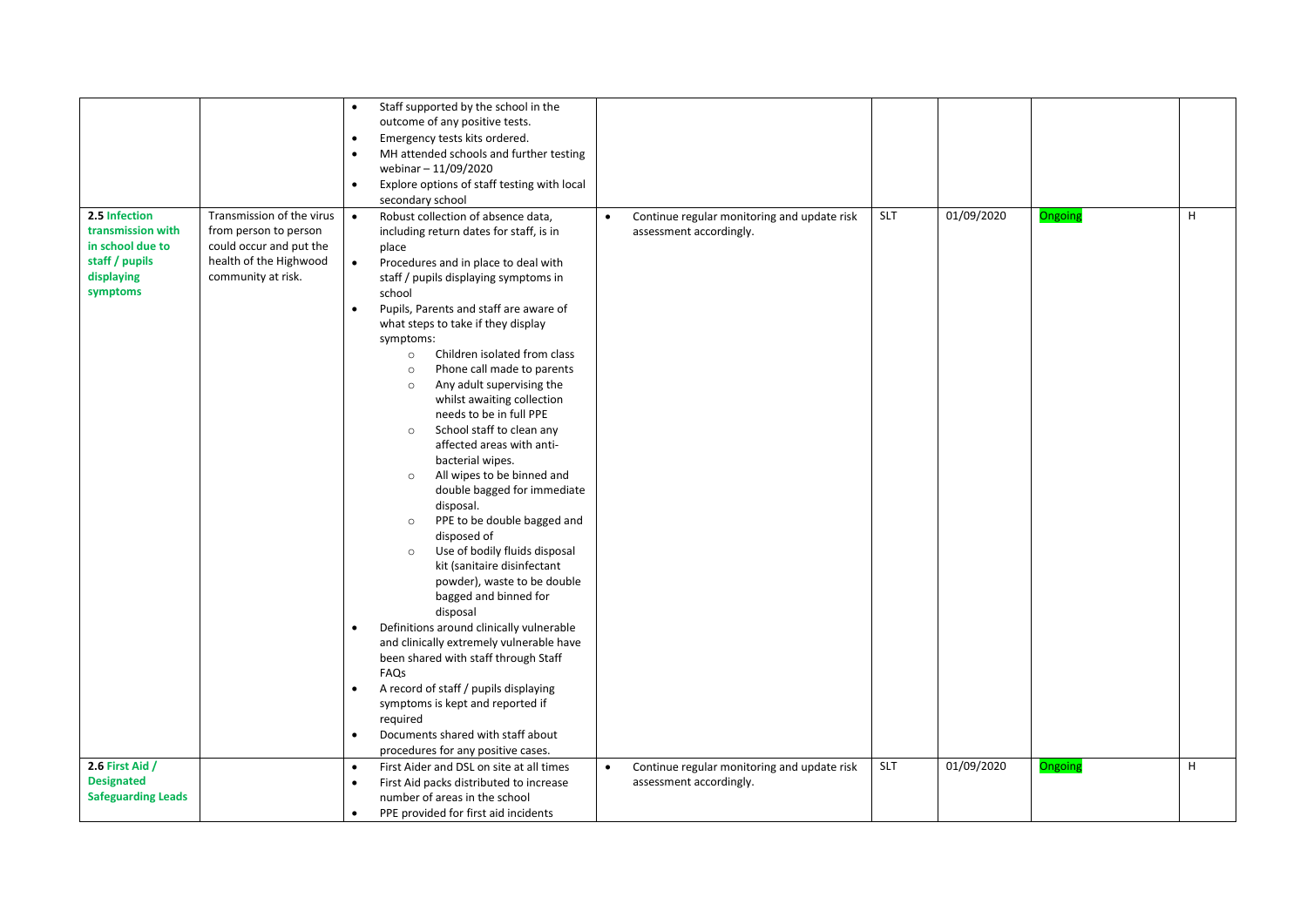| | | | | | | | |
|---|---|---|---|---|---|---|---|
| | | • Staff supported by the school in the outcome of any positive tests.<br>• Emergency tests kits ordered.<br>• MH attended schools and further testing webinar – 11/09/2020<br>• Explore options of staff testing with local secondary school | | | | | |
| **2.5 Infection transmission with in school due to staff / pupils displaying symptoms** | Transmission of the virus from person to person could occur and put the health of the Highwood community at risk. | • Robust collection of absence data, including return dates for staff, is in place<br>• Procedures and in place to deal with staff / pupils displaying symptoms in school<br>• Pupils, Parents and staff are aware of what steps to take if they display symptoms:<br>&nbsp;&nbsp;○ Children isolated from class<br>&nbsp;&nbsp;○ Phone call made to parents<br>&nbsp;&nbsp;○ Any adult supervising the whilst awaiting collection needs to be in full PPE<br>&nbsp;&nbsp;○ School staff to clean any affected areas with anti-bacterial wipes.<br>&nbsp;&nbsp;○ All wipes to be binned and double bagged for immediate disposal.<br>&nbsp;&nbsp;○ PPE to be double bagged and disposed of<br>&nbsp;&nbsp;○ Use of bodily fluids disposal kit (sanitaire disinfectant powder), waste to be double bagged and binned for disposal<br>• Definitions around clinically vulnerable and clinically extremely vulnerable have been shared with staff through Staff FAQs<br>• A record of staff / pupils displaying symptoms is kept and reported if required<br>• Documents shared with staff about procedures for any positive cases. | • Continue regular monitoring and update risk assessment accordingly. | SLT | 01/09/2020 | Ongoing | H |
| **2.6 First Aid / Designated Safeguarding Leads** | | • First Aider and DSL on site at all times<br>• First Aid packs distributed to increase number of areas in the school<br>• PPE provided for first aid incidents | • Continue regular monitoring and update risk assessment accordingly. | SLT | 01/09/2020 | Ongoing | H |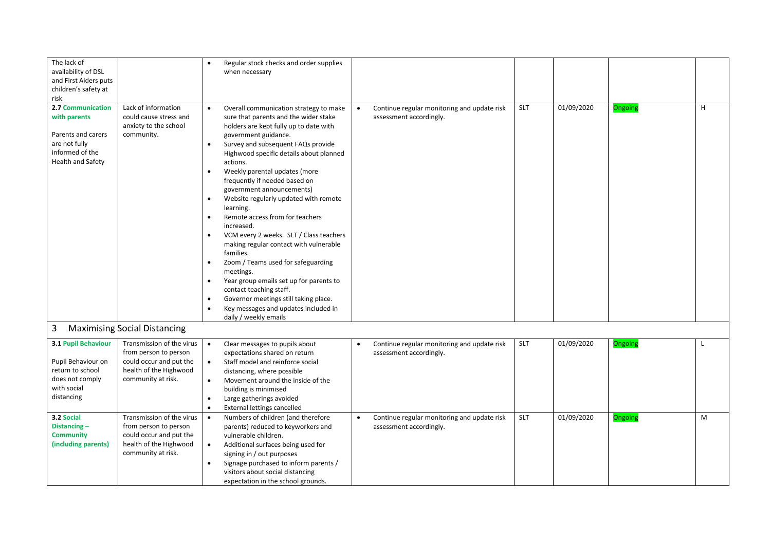| | | | | | | | |
|---|---|---|---|---|---|---|---|
| The lack of availability of DSL and First Aiders puts children's safety at risk | | • Regular stock checks and order supplies when necessary | | | | | |
| **2.7 Communication with parents**<br><br>Parents and carers are not fully informed of the Health and Safety | Lack of information could cause stress and anxiety to the school community. | • Overall communication strategy to make sure that parents and the wider stake holders are kept fully up to date with government guidance.<br>• Survey and subsequent FAQs provide Highwood specific details about planned actions.<br>• Weekly parental updates (more frequently if needed based on government announcements)<br>• Website regularly updated with remote learning.<br>• Remote access from for teachers increased.<br>• VCM every 2 weeks. SLT / Class teachers making regular contact with vulnerable families.<br>• Zoom / Teams used for safeguarding meetings.<br>• Year group emails set up for parents to contact teaching staff.<br>• Governor meetings still taking place.<br>• Key messages and updates included in daily / weekly emails | • Continue regular monitoring and update risk assessment accordingly. | SLT | 01/09/2020 | Ongoing | H |
| **3 Maximising Social Distancing** | | | | | | | |
| **3.1 Pupil Behaviour**<br><br>Pupil Behaviour on return to school does not comply with social distancing | Transmission of the virus from person to person could occur and put the health of the Highwood community at risk. | • Clear messages to pupils about expectations shared on return<br>• Staff model and reinforce social distancing, where possible<br>• Movement around the inside of the building is minimised<br>• Large gatherings avoided<br>• External lettings cancelled | • Continue regular monitoring and update risk assessment accordingly. | SLT | 01/09/2020 | Ongoing | L |
| **3.2 Social Distancing – Community (including parents)** | Transmission of the virus from person to person could occur and put the health of the Highwood community at risk. | • Numbers of children (and therefore parents) reduced to keyworkers and vulnerable children.<br>• Additional surfaces being used for signing in / out purposes<br>• Signage purchased to inform parents / visitors about social distancing expectation in the school grounds. | • Continue regular monitoring and update risk assessment accordingly. | SLT | 01/09/2020 | Ongoing | M |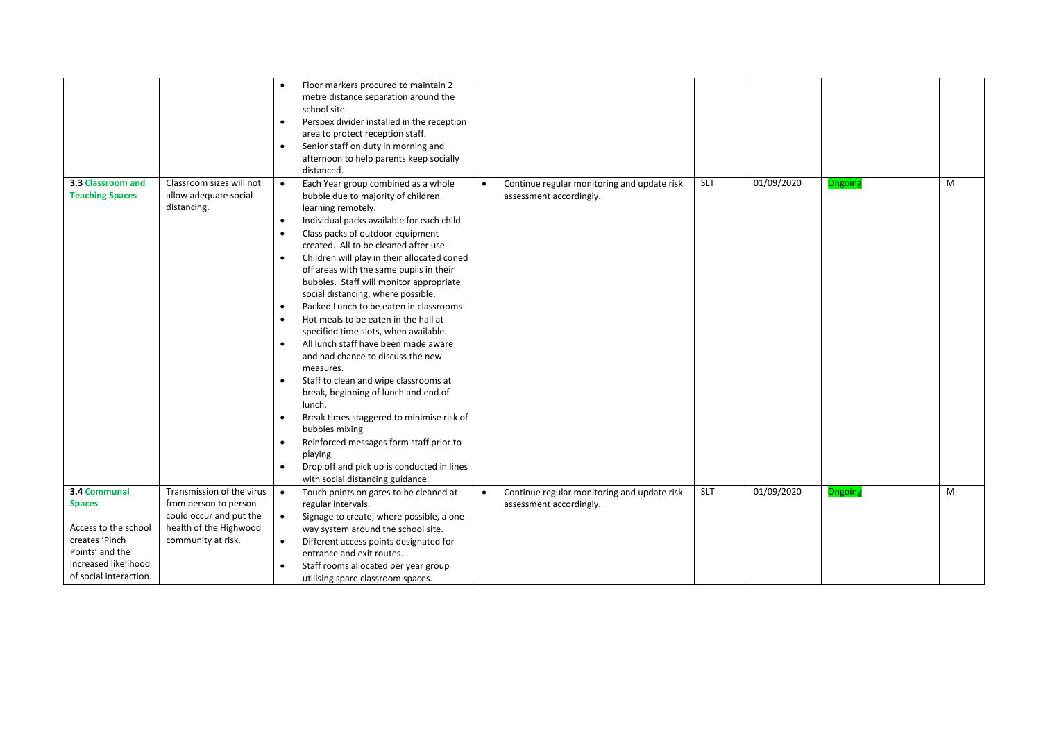| | | | | | | | |
|---|---|---|---|---|---|---|---|
| | | • Floor markers procured to maintain 2 metre distance separation around the school site.<br>• Perspex divider installed in the reception area to protect reception staff.<br>• Senior staff on duty in morning and afternoon to help parents keep socially distanced. | | | | | |
| **3.3 Classroom and Teaching Spaces** | Classroom sizes will not allow adequate social distancing. | • Each Year group combined as a whole bubble due to majority of children learning remotely.<br>• Individual packs available for each child<br>• Class packs of outdoor equipment created. All to be cleaned after use.<br>• Children will play in their allocated coned off areas with the same pupils in their bubbles. Staff will monitor appropriate social distancing, where possible.<br>• Packed Lunch to be eaten in classrooms<br>• Hot meals to be eaten in the hall at specified time slots, when available.<br>• All lunch staff have been made aware and had chance to discuss the new measures.<br>• Staff to clean and wipe classrooms at break, beginning of lunch and end of lunch.<br>• Break times staggered to minimise risk of bubbles mixing<br>• Reinforced messages form staff prior to playing<br>• Drop off and pick up is conducted in lines with social distancing guidance. | • Continue regular monitoring and update risk assessment accordingly. | SLT | 01/09/2020 | Ongoing | M |
| **3.4 Communal Spaces**<br><br>Access to the school creates 'Pinch Points' and the increased likelihood of social interaction. | Transmission of the virus from person to person could occur and put the health of the Highwood community at risk. | • Touch points on gates to be cleaned at regular intervals.<br>• Signage to create, where possible, a one-way system around the school site.<br>• Different access points designated for entrance and exit routes.<br>• Staff rooms allocated per year group utilising spare classroom spaces. | • Continue regular monitoring and update risk assessment accordingly. | SLT | 01/09/2020 | Ongoing | M |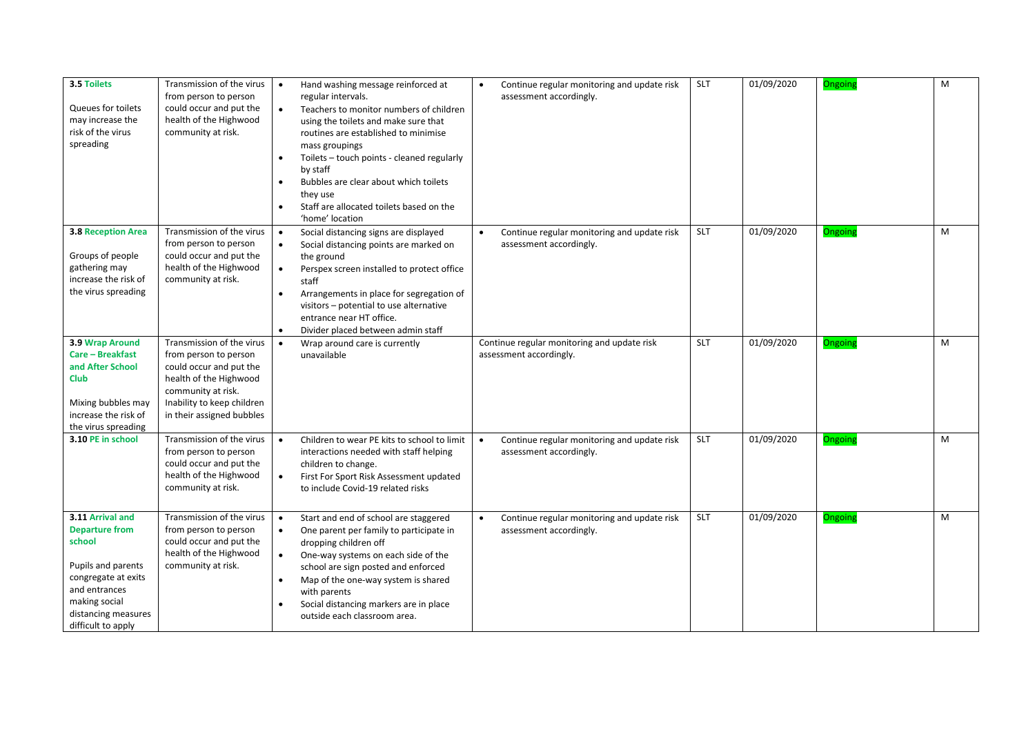| **3.5 Toilets**<br><br>Queues for toilets may increase the risk of the virus spreading | Transmission of the virus from person to person could occur and put the health of the Highwood community at risk. | • Hand washing message reinforced at regular intervals.<br>• Teachers to monitor numbers of children using the toilets and make sure that routines are established to minimise mass groupings<br>• Toilets – touch points - cleaned regularly by staff<br>• Bubbles are clear about which toilets they use<br>• Staff are allocated toilets based on the 'home' location | • Continue regular monitoring and update risk assessment accordingly. | SLT | 01/09/2020 | Ongoing | M |
|---|---|---|---|---|---|---|---|
| **3.8 Reception Area**<br><br>Groups of people gathering may increase the risk of the virus spreading | Transmission of the virus from person to person could occur and put the health of the Highwood community at risk. | • Social distancing signs are displayed<br>• Social distancing points are marked on the ground<br>• Perspex screen installed to protect office staff<br>• Arrangements in place for segregation of visitors – potential to use alternative entrance near HT office.<br>• Divider placed between admin staff | • Continue regular monitoring and update risk assessment accordingly. | SLT | 01/09/2020 | Ongoing | M |
| **3.9 Wrap Around Care – Breakfast and After School Club**<br><br>Mixing bubbles may increase the risk of the virus spreading | Transmission of the virus from person to person could occur and put the health of the Highwood community at risk. Inability to keep children in their assigned bubbles | • Wrap around care is currently unavailable | Continue regular monitoring and update risk assessment accordingly. | SLT | 01/09/2020 | Ongoing | M |
| **3.10 PE in school** | Transmission of the virus from person to person could occur and put the health of the Highwood community at risk. | • Children to wear PE kits to school to limit interactions needed with staff helping children to change.<br>• First For Sport Risk Assessment updated to include Covid-19 related risks | • Continue regular monitoring and update risk assessment accordingly. | SLT | 01/09/2020 | Ongoing | M |
| **3.11 Arrival and Departure from school**<br><br>Pupils and parents congregate at exits and entrances making social distancing measures difficult to apply | Transmission of the virus from person to person could occur and put the health of the Highwood community at risk. | • Start and end of school are staggered<br>• One parent per family to participate in dropping children off<br>• One-way systems on each side of the school are sign posted and enforced<br>• Map of the one-way system is shared with parents<br>• Social distancing markers are in place outside each classroom area. | • Continue regular monitoring and update risk assessment accordingly. | SLT | 01/09/2020 | Ongoing | M |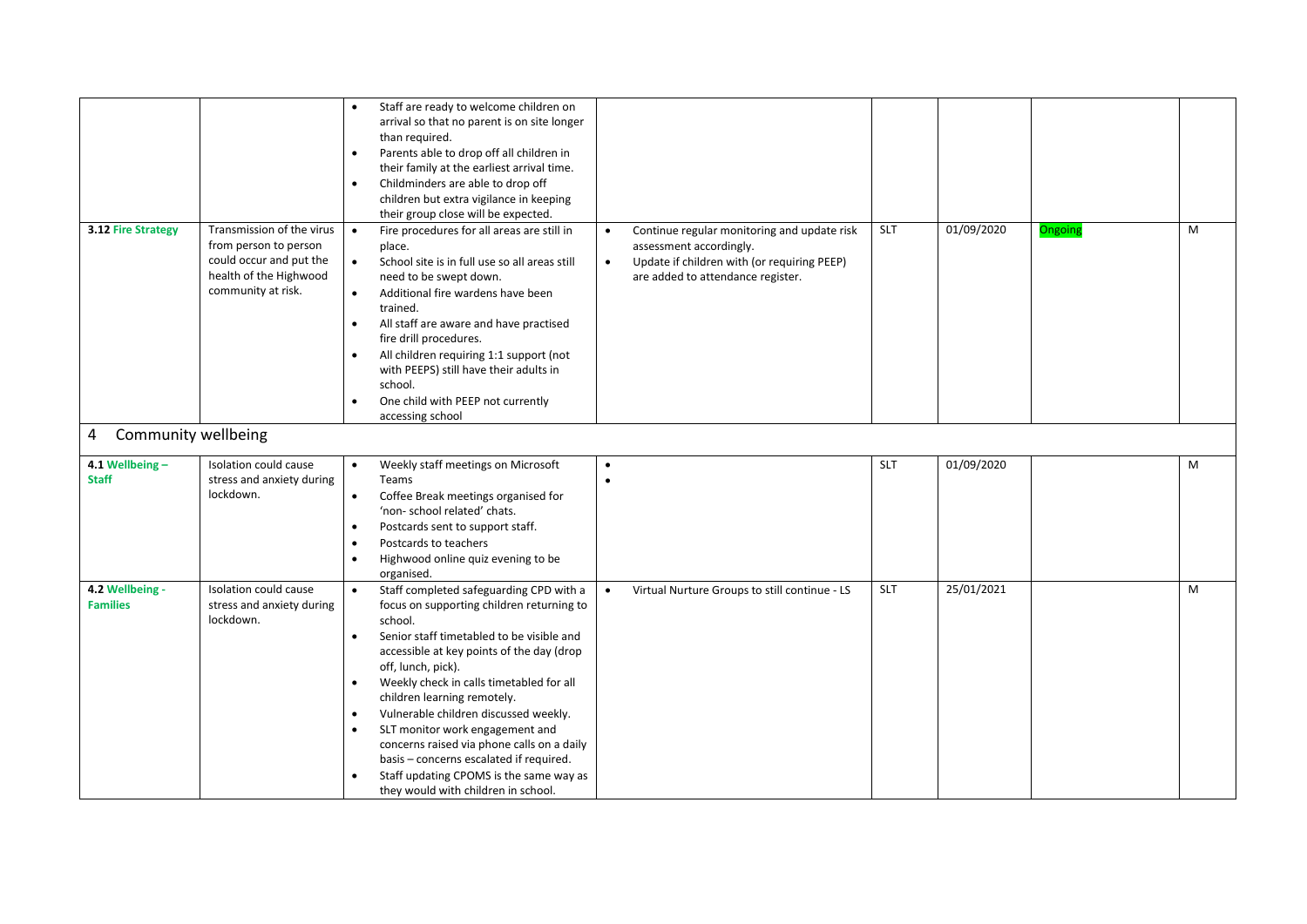| | | | | | | | |
|---|---|---|---|---|---|---|---|
| | | • Staff are ready to welcome children on arrival so that no parent is on site longer than required.<br>• Parents able to drop off all children in their family at the earliest arrival time.<br>• Childminders are able to drop off children but extra vigilance in keeping their group close will be expected. | | | | | |
| **3.12 Fire Strategy** | Transmission of the virus from person to person could occur and put the health of the Highwood community at risk. | • Fire procedures for all areas are still in place.<br>• School site is in full use so all areas still need to be swept down.<br>• Additional fire wardens have been trained.<br>• All staff are aware and have practised fire drill procedures.<br>• All children requiring 1:1 support (not with PEEPS) still have their adults in school.<br>• One child with PEEP not currently accessing school | • Continue regular monitoring and update risk assessment accordingly.<br>• Update if children with (or requiring PEEP) are added to attendance register. | SLT | 01/09/2020 | Ongoing | M |

## 4 Community wellbeing

| | | | | | | | |
|---|---|---|---|---|---|---|---|
| **4.1 Wellbeing – Staff** | Isolation could cause stress and anxiety during lockdown. | • Weekly staff meetings on Microsoft Teams<br>• Coffee Break meetings organised for 'non- school related' chats.<br>• Postcards sent to support staff.<br>• Postcards to teachers<br>• Highwood online quiz evening to be organised. | •<br>• | SLT | 01/09/2020 | | M |
| **4.2 Wellbeing - Families** | Isolation could cause stress and anxiety during lockdown. | • Staff completed safeguarding CPD with a focus on supporting children returning to school.<br>• Senior staff timetabled to be visible and accessible at key points of the day (drop off, lunch, pick).<br>• Weekly check in calls timetabled for all children learning remotely.<br>• Vulnerable children discussed weekly.<br>• SLT monitor work engagement and concerns raised via phone calls on a daily basis – concerns escalated if required.<br>• Staff updating CPOMS is the same way as they would with children in school. | • Virtual Nurture Groups to still continue - LS | SLT | 25/01/2021 | | M |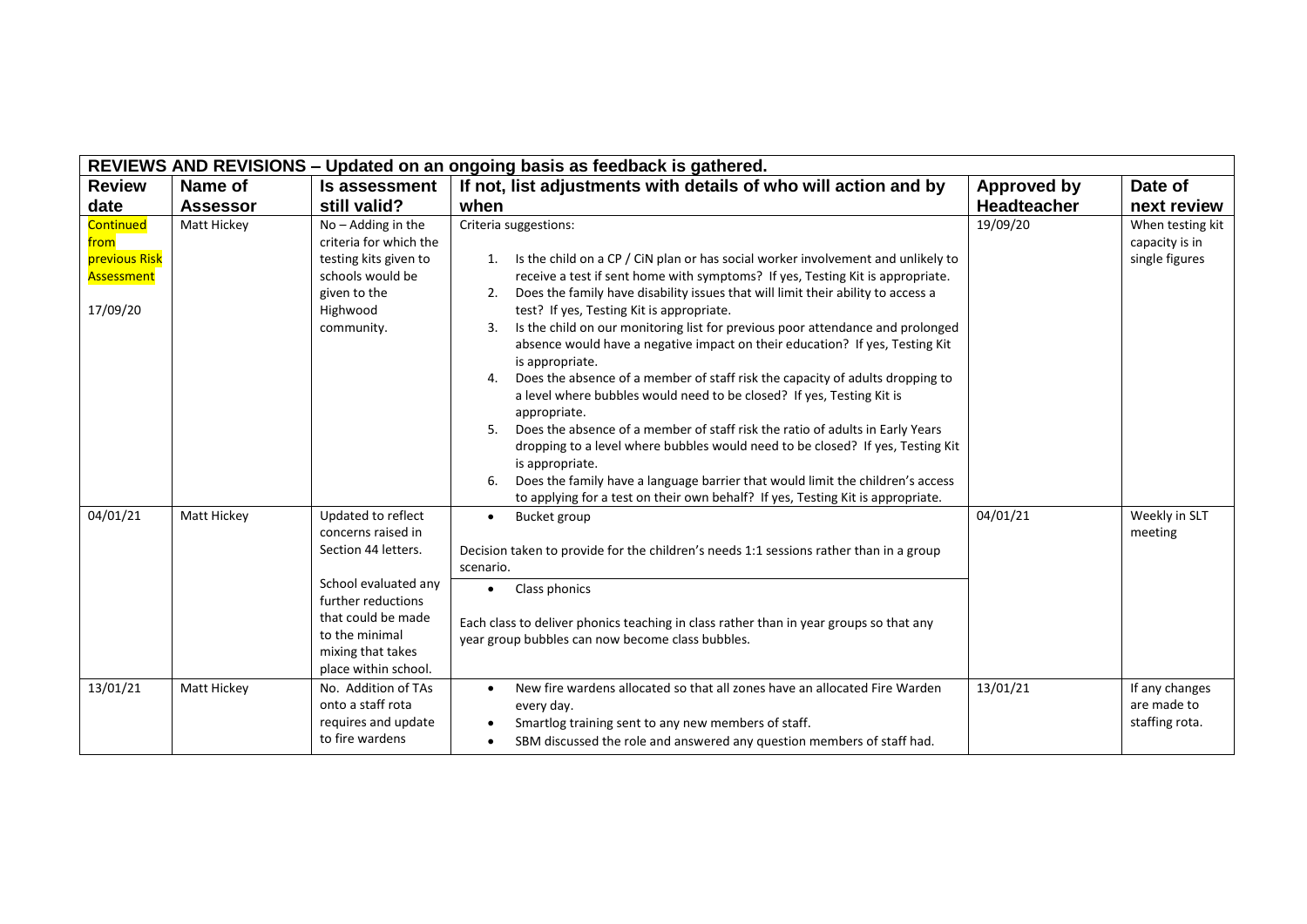| REVIEWS AND REVISIONS – Updated on an ongoing basis as feedback is gathered. | | | | | |
|---|---|---|---|---|---|
| **Review date** | **Name of Assessor** | **Is assessment still valid?** | **If not, list adjustments with details of who will action and by when** | **Approved by Headteacher** | **Date of next review** |
| Continued from previous Risk Assessment<br><br>17/09/20 | Matt Hickey | No – Adding in the criteria for which the testing kits given to schools would be given to the Highwood community. | Criteria suggestions:<br><br>1. Is the child on a CP / CiN plan or has social worker involvement and unlikely to receive a test if sent home with symptoms? If yes, Testing Kit is appropriate.<br>2. Does the family have disability issues that will limit their ability to access a test? If yes, Testing Kit is appropriate.<br>3. Is the child on our monitoring list for previous poor attendance and prolonged absence would have a negative impact on their education? If yes, Testing Kit is appropriate.<br>4. Does the absence of a member of staff risk the capacity of adults dropping to a level where bubbles would need to be closed? If yes, Testing Kit is appropriate.<br>5. Does the absence of a member of staff risk the ratio of adults in Early Years dropping to a level where bubbles would need to be closed? If yes, Testing Kit is appropriate.<br>6. Does the family have a language barrier that would limit the children's access to applying for a test on their own behalf? If yes, Testing Kit is appropriate. | 19/09/20 | When testing kit capacity is in single figures |
| 04/01/21 | Matt Hickey | Updated to reflect concerns raised in Section 44 letters.<br><br>School evaluated any further reductions that could be made to the minimal mixing that takes place within school. | • Bucket group<br><br>Decision taken to provide for the children's needs 1:1 sessions rather than in a group scenario.<br><br>• Class phonics<br><br>Each class to deliver phonics teaching in class rather than in year groups so that any year group bubbles can now become class bubbles. | 04/01/21 | Weekly in SLT meeting |
| 13/01/21 | Matt Hickey | No. Addition of TAs onto a staff rota requires and update to fire wardens | • New fire wardens allocated so that all zones have an allocated Fire Warden every day.<br>• Smartlog training sent to any new members of staff.<br>• SBM discussed the role and answered any question members of staff had. | 13/01/21 | If any changes are made to staffing rota. |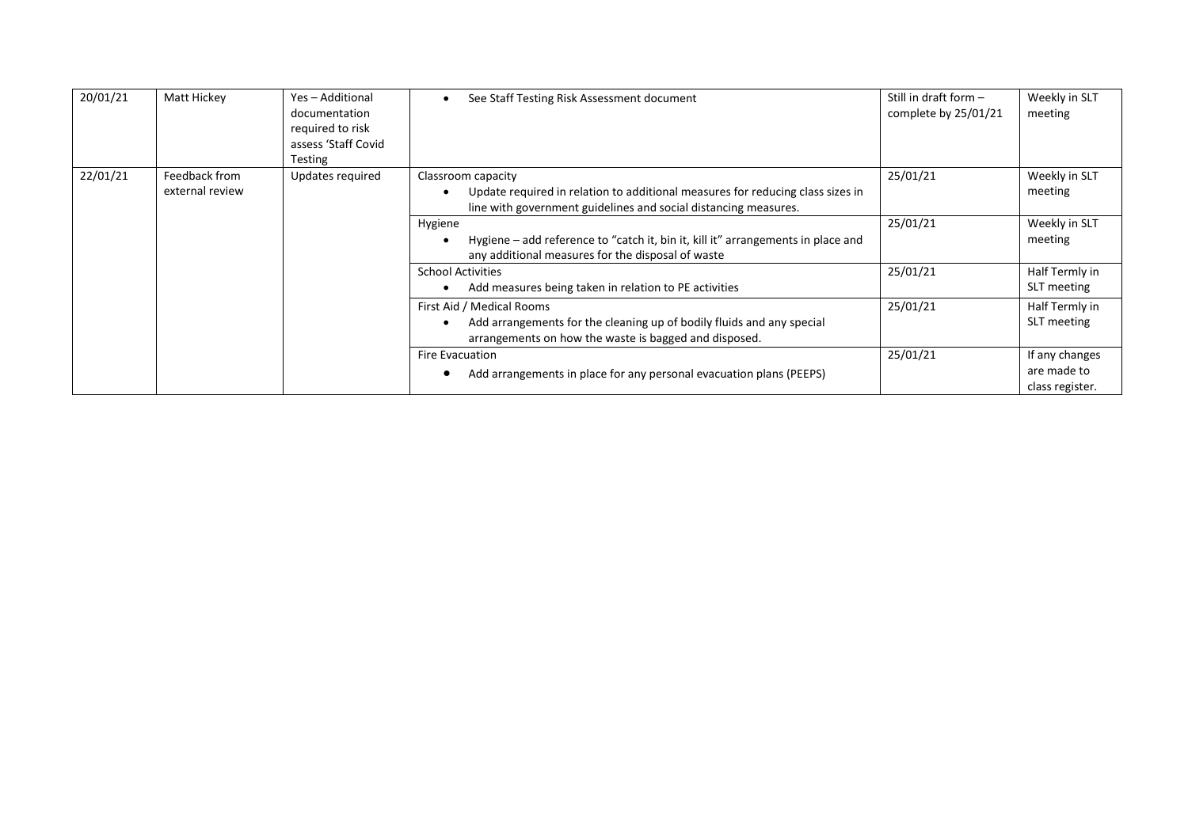| | | | | | |
|---|---|---|---|---|---|
| 20/01/21 | Matt Hickey | Yes – Additional documentation required to risk assess 'Staff Covid Testing | • See Staff Testing Risk Assessment document | Still in draft form – complete by 25/01/21 | Weekly in SLT meeting |
| 22/01/21 | Feedback from external review | Updates required | Classroom capacity<br>• Update required in relation to additional measures for reducing class sizes in line with government guidelines and social distancing measures. | 25/01/21 | Weekly in SLT meeting |
| | | | Hygiene<br>• Hygiene – add reference to "catch it, bin it, kill it" arrangements in place and any additional measures for the disposal of waste | 25/01/21 | Weekly in SLT meeting |
| | | | School Activities<br>• Add measures being taken in relation to PE activities | 25/01/21 | Half Termly in SLT meeting |
| | | | First Aid / Medical Rooms<br>• Add arrangements for the cleaning up of bodily fluids and any special arrangements on how the waste is bagged and disposed. | 25/01/21 | Half Termly in SLT meeting |
| | | | Fire Evacuation<br>• Add arrangements in place for any personal evacuation plans (PEEPS) | 25/01/21 | If any changes are made to class register. |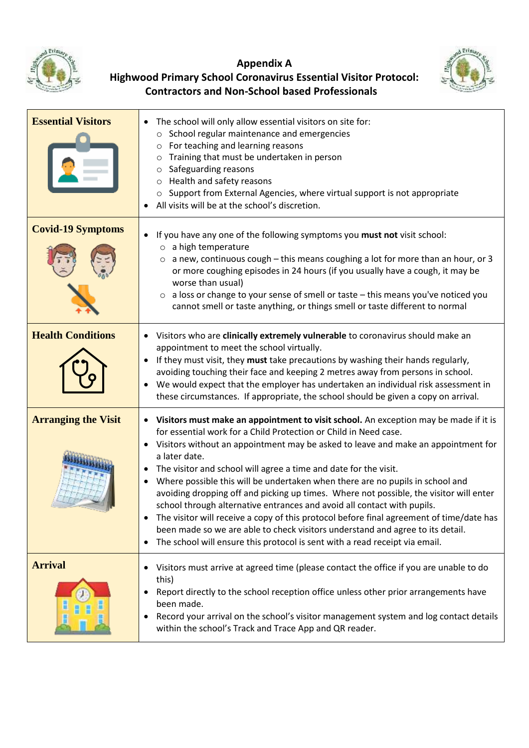# Appendix A
# Highwood Primary School Coronavirus Essential Visitor Protocol: Contractors and Non-School based Professionals

| | |
|---|---|
| **Essential Visitors** | • The school will only allow essential visitors on site for:<br>  ○ School regular maintenance and emergencies<br>  ○ For teaching and learning reasons<br>  ○ Training that must be undertaken in person<br>  ○ Safeguarding reasons<br>  ○ Health and safety reasons<br>  ○ Support from External Agencies, where virtual support is not appropriate<br>• All visits will be at the school's discretion. |
| **Covid-19 Symptoms** | • If you have any one of the following symptoms you **must not** visit school:<br>  ○ a high temperature<br>  ○ a new, continuous cough – this means coughing a lot for more than an hour, or 3 or more coughing episodes in 24 hours (if you usually have a cough, it may be worse than usual)<br>  ○ a loss or change to your sense of smell or taste – this means you've noticed you cannot smell or taste anything, or things smell or taste different to normal |
| **Health Conditions** | • Visitors who are **clinically extremely vulnerable** to coronavirus should make an appointment to meet the school virtually.<br>• If they must visit, they **must** take precautions by washing their hands regularly, avoiding touching their face and keeping 2 metres away from persons in school.<br>• We would expect that the employer has undertaken an individual risk assessment in these circumstances. If appropriate, the school should be given a copy on arrival. |
| **Arranging the Visit** | • **Visitors must make an appointment to visit school.** An exception may be made if it is for essential work for a Child Protection or Child in Need case.<br>• Visitors without an appointment may be asked to leave and make an appointment for a later date.<br>• The visitor and school will agree a time and date for the visit.<br>• Where possible this will be undertaken when there are no pupils in school and avoiding dropping off and picking up times. Where not possible, the visitor will enter school through alternative entrances and avoid all contact with pupils.<br>• The visitor will receive a copy of this protocol before final agreement of time/date has been made so we are able to check visitors understand and agree to its detail.<br>• The school will ensure this protocol is sent with a read receipt via email. |
| **Arrival** | • Visitors must arrive at agreed time (please contact the office if you are unable to do this)<br>• Report directly to the school reception office unless other prior arrangements have been made.<br>• Record your arrival on the school's visitor management system and log contact details within the school's Track and Trace App and QR reader. |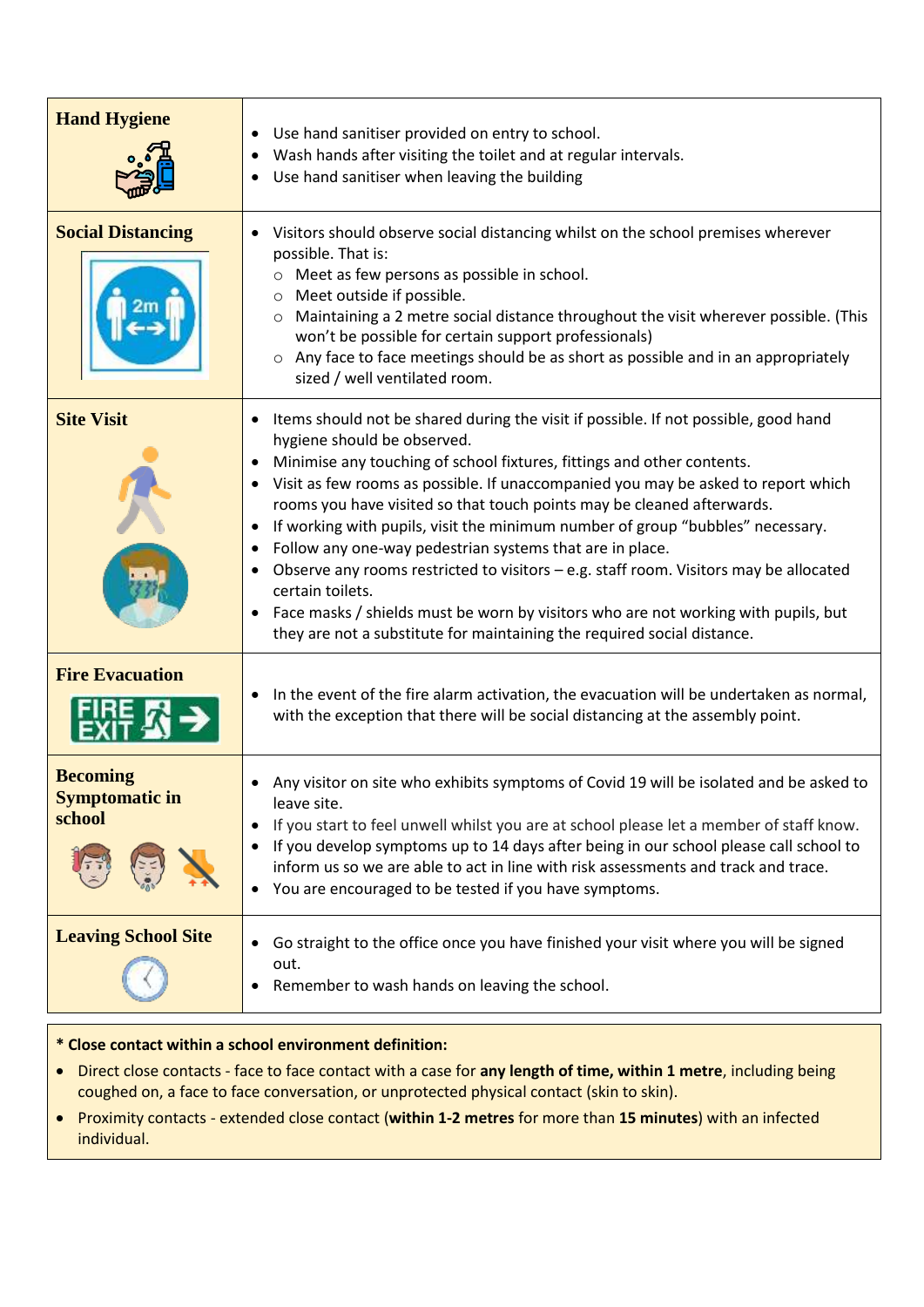| | |
|---|---|
| **Hand Hygiene** | • Use hand sanitiser provided on entry to school.<br>• Wash hands after visiting the toilet and at regular intervals.<br>• Use hand sanitiser when leaving the building |
| **Social Distancing** | • Visitors should observe social distancing whilst on the school premises wherever possible. That is:<br>  ○ Meet as few persons as possible in school.<br>  ○ Meet outside if possible.<br>  ○ Maintaining a 2 metre social distance throughout the visit wherever possible. (This won't be possible for certain support professionals)<br>  ○ Any face to face meetings should be as short as possible and in an appropriately sized / well ventilated room. |
| **Site Visit** | • Items should not be shared during the visit if possible. If not possible, good hand hygiene should be observed.<br>• Minimise any touching of school fixtures, fittings and other contents.<br>• Visit as few rooms as possible. If unaccompanied you may be asked to report which rooms you have visited so that touch points may be cleaned afterwards.<br>• If working with pupils, visit the minimum number of group "bubbles" necessary.<br>• Follow any one-way pedestrian systems that are in place.<br>• Observe any rooms restricted to visitors – e.g. staff room. Visitors may be allocated certain toilets.<br>• Face masks / shields must be worn by visitors who are not working with pupils, but they are not a substitute for maintaining the required social distance. |
| **Fire Evacuation** | • In the event of the fire alarm activation, the evacuation will be undertaken as normal, with the exception that there will be social distancing at the assembly point. |
| **Becoming Symptomatic in school** | • Any visitor on site who exhibits symptoms of Covid 19 will be isolated and be asked to leave site.<br>• If you start to feel unwell whilst you are at school please let a member of staff know.<br>• If you develop symptoms up to 14 days after being in our school please call school to inform us so we are able to act in line with risk assessments and track and trace.<br>• You are encouraged to be tested if you have symptoms. |
| **Leaving School Site** | • Go straight to the office once you have finished your visit where you will be signed out.<br>• Remember to wash hands on leaving the school. |

**\* Close contact within a school environment definition:**

- Direct close contacts - face to face contact with a case for **any length of time, within 1 metre**, including being coughed on, a face to face conversation, or unprotected physical contact (skin to skin).
- Proximity contacts - extended close contact (**within 1-2 metres** for more than **15 minutes**) with an infected individual.